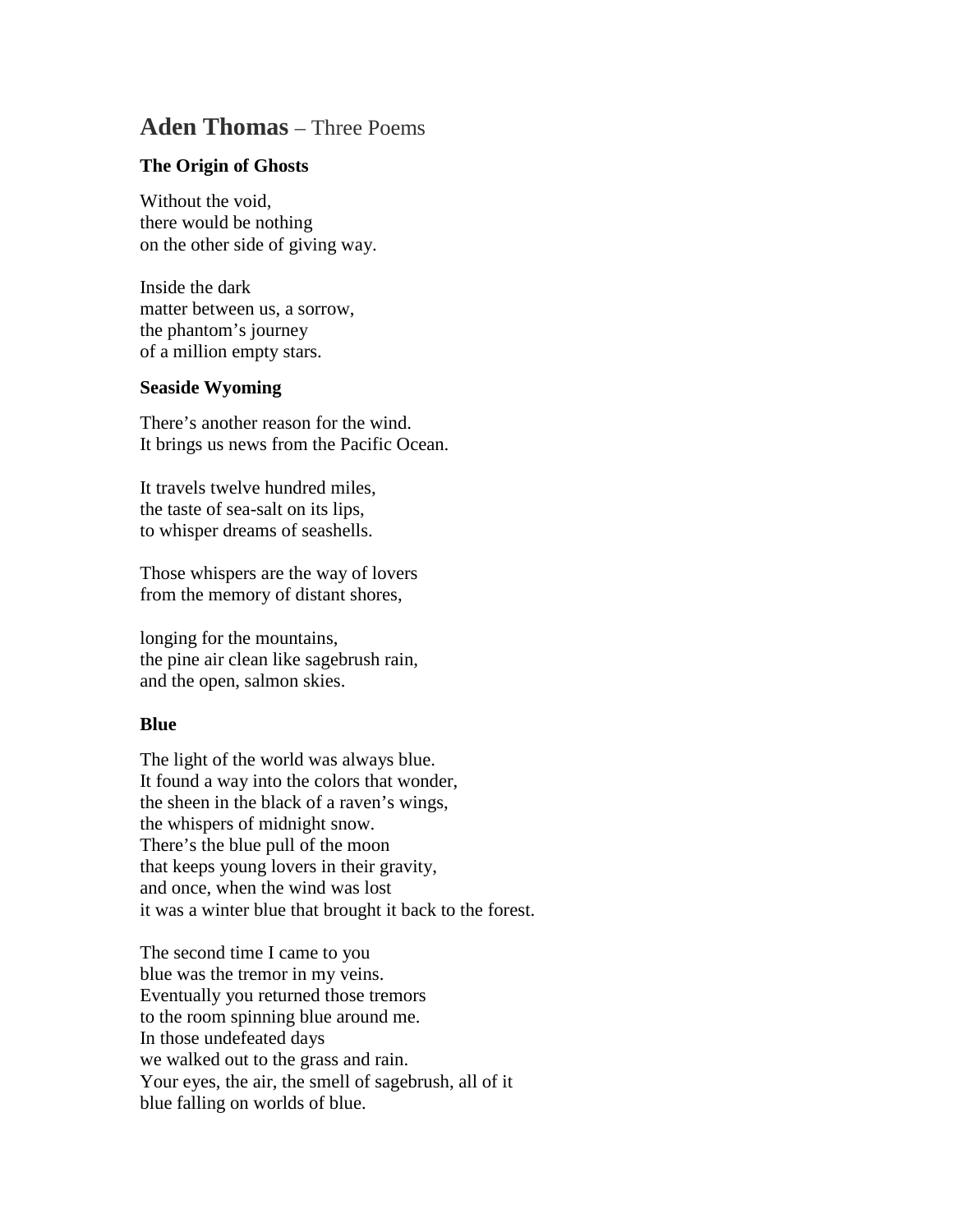# **Aden Thomas** – Three Poems

### The Origin of Ghosts

Without the void,  
there would be nothing  
on the other side of giving way.

Inside the dark  
matter between us, a sorrow,  
the phantom's journey  
of a million empty stars.

### Seaside Wyoming

There's another reason for the wind.  
It brings us news from the Pacific Ocean.

It travels twelve hundred miles,  
the taste of sea-salt on its lips,  
to whisper dreams of seashells.

Those whispers are the way of lovers  
from the memory of distant shores,

longing for the mountains,  
the pine air clean like sagebrush rain,  
and the open, salmon skies.

### Blue

The light of the world was always blue.  
It found a way into the colors that wonder,  
the sheen in the black of a raven's wings,  
the whispers of midnight snow.  
There's the blue pull of the moon  
that keeps young lovers in their gravity,  
and once, when the wind was lost  
it was a winter blue that brought it back to the forest.

The second time I came to you  
blue was the tremor in my veins.  
Eventually you returned those tremors  
to the room spinning blue around me.  
In those undefeated days  
we walked out to the grass and rain.  
Your eyes, the air, the smell of sagebrush, all of it  
blue falling on worlds of blue.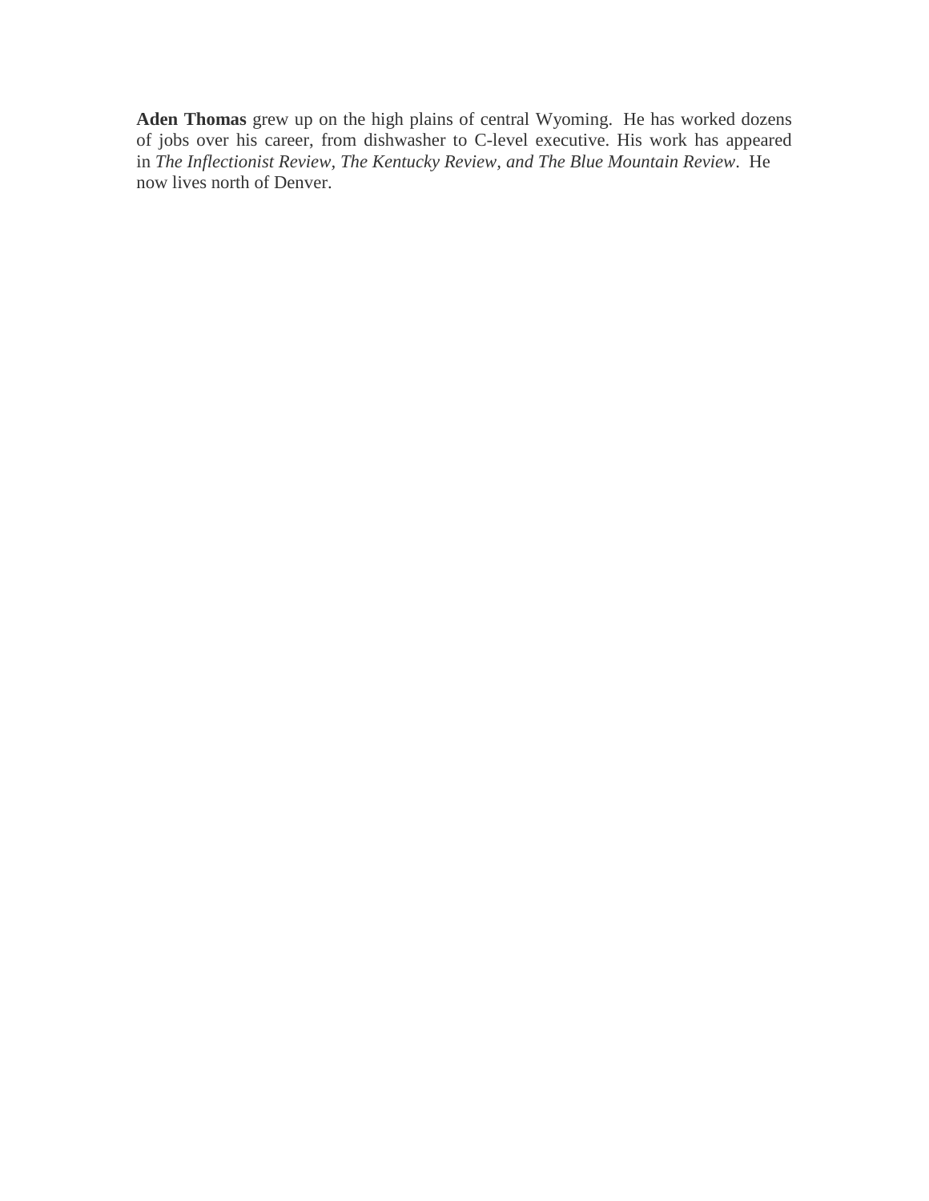**Aden Thomas** grew up on the high plains of central Wyoming. He has worked dozens of jobs over his career, from dishwasher to C-level executive. His work has appeared in *The Inflectionist Review*, *The Kentucky Review, and The Blue Mountain Review*. He now lives north of Denver.